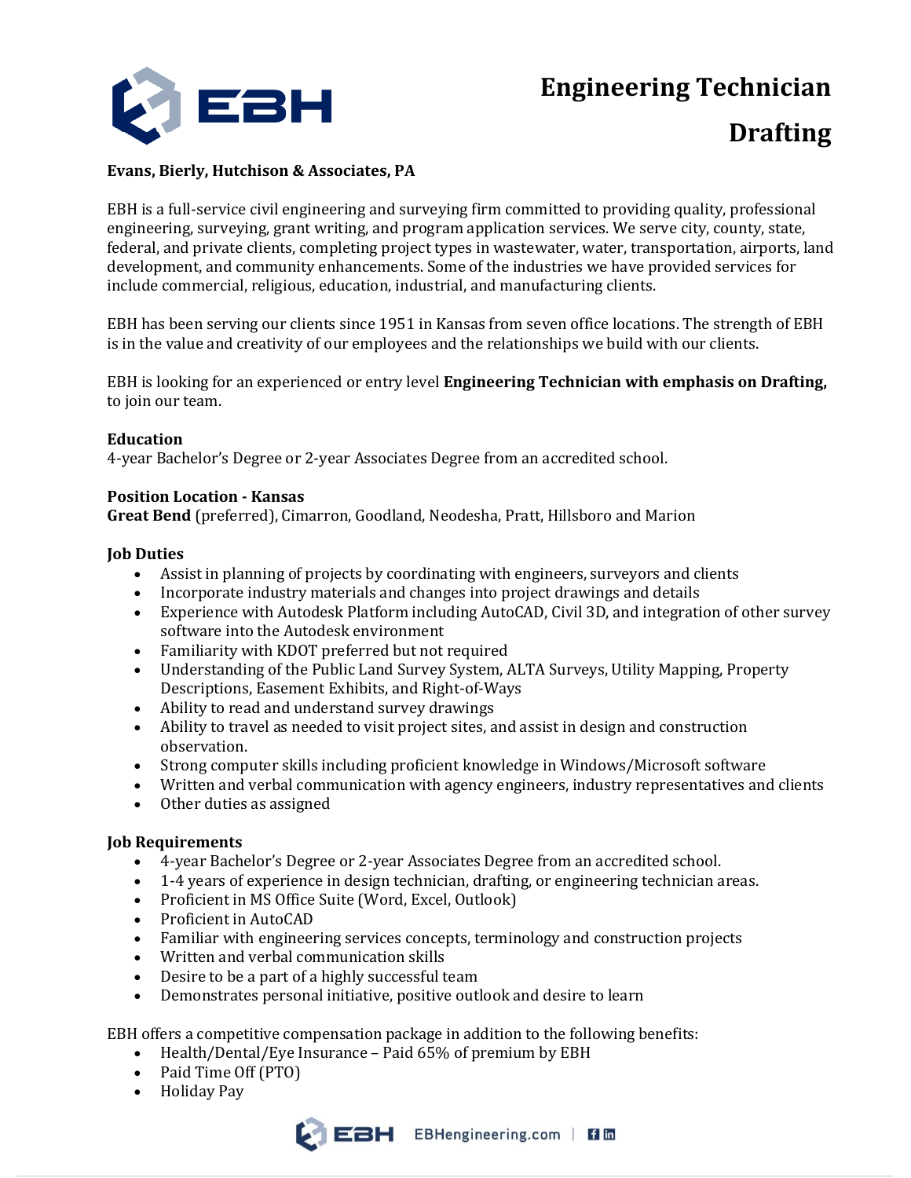# Engineering Technician Drafting

**Evans, Bierly, Hutchison & Associates, PA**

EBH is a full-service civil engineering and surveying firm committed to providing quality, professional engineering, surveying, grant writing, and program application services. We serve city, county, state, federal, and private clients, completing project types in wastewater, water, transportation, airports, land development, and community enhancements. Some of the industries we have provided services for include commercial, religious, education, industrial, and manufacturing clients.

EBH has been serving our clients since 1951 in Kansas from seven office locations. The strength of EBH is in the value and creativity of our employees and the relationships we build with our clients.

EBH is looking for an experienced or entry level **Engineering Technician with emphasis on Drafting,** to join our team.

**Education**
4-year Bachelor's Degree or 2-year Associates Degree from an accredited school.

**Position Location - Kansas**
**Great Bend** (preferred), Cimarron, Goodland, Neodesha, Pratt, Hillsboro and Marion

**Job Duties**

- Assist in planning of projects by coordinating with engineers, surveyors and clients
- Incorporate industry materials and changes into project drawings and details
- Experience with Autodesk Platform including AutoCAD, Civil 3D, and integration of other survey software into the Autodesk environment
- Familiarity with KDOT preferred but not required
- Understanding of the Public Land Survey System, ALTA Surveys, Utility Mapping, Property Descriptions, Easement Exhibits, and Right-of-Ways
- Ability to read and understand survey drawings
- Ability to travel as needed to visit project sites, and assist in design and construction observation.
- Strong computer skills including proficient knowledge in Windows/Microsoft software
- Written and verbal communication with agency engineers, industry representatives and clients
- Other duties as assigned

**Job Requirements**

- 4-year Bachelor's Degree or 2-year Associates Degree from an accredited school.
- 1-4 years of experience in design technician, drafting, or engineering technician areas.
- Proficient in MS Office Suite (Word, Excel, Outlook)
- Proficient in AutoCAD
- Familiar with engineering services concepts, terminology and construction projects
- Written and verbal communication skills
- Desire to be a part of a highly successful team
- Demonstrates personal initiative, positive outlook and desire to learn

EBH offers a competitive compensation package in addition to the following benefits:

- Health/Dental/Eye Insurance – Paid 65% of premium by EBH
- Paid Time Off (PTO)
- Holiday Pay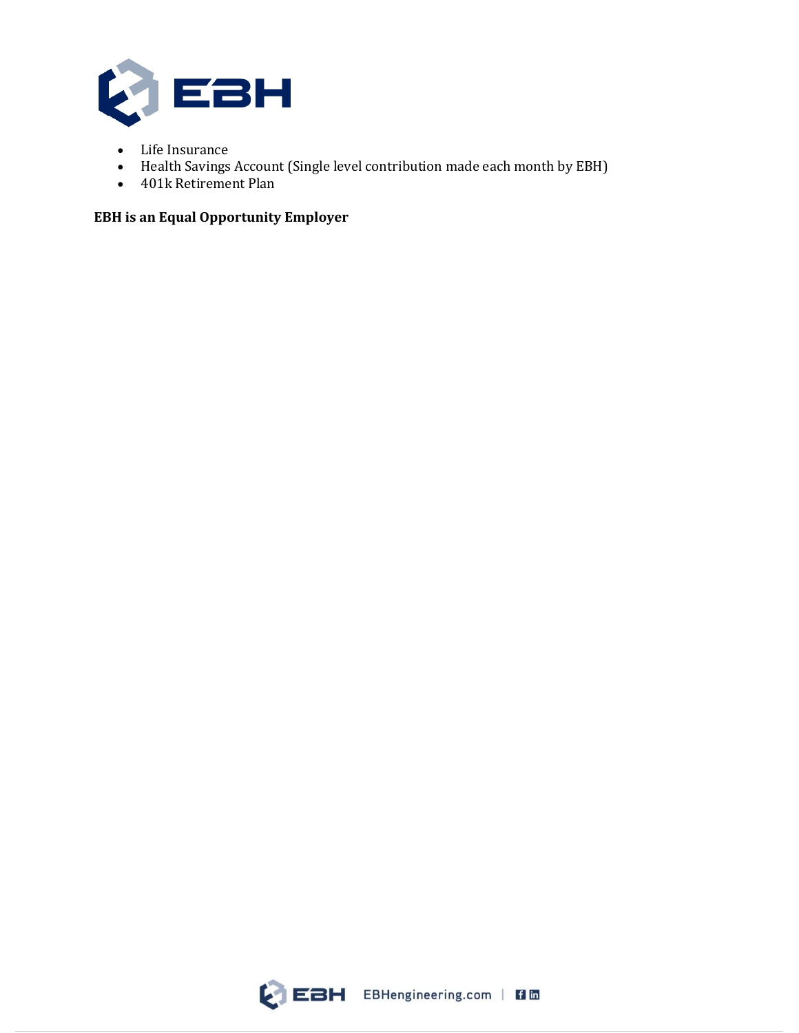- Life Insurance
- Health Savings Account (Single level contribution made each month by EBH)
- 401k Retirement Plan

**EBH is an Equal Opportunity Employer**